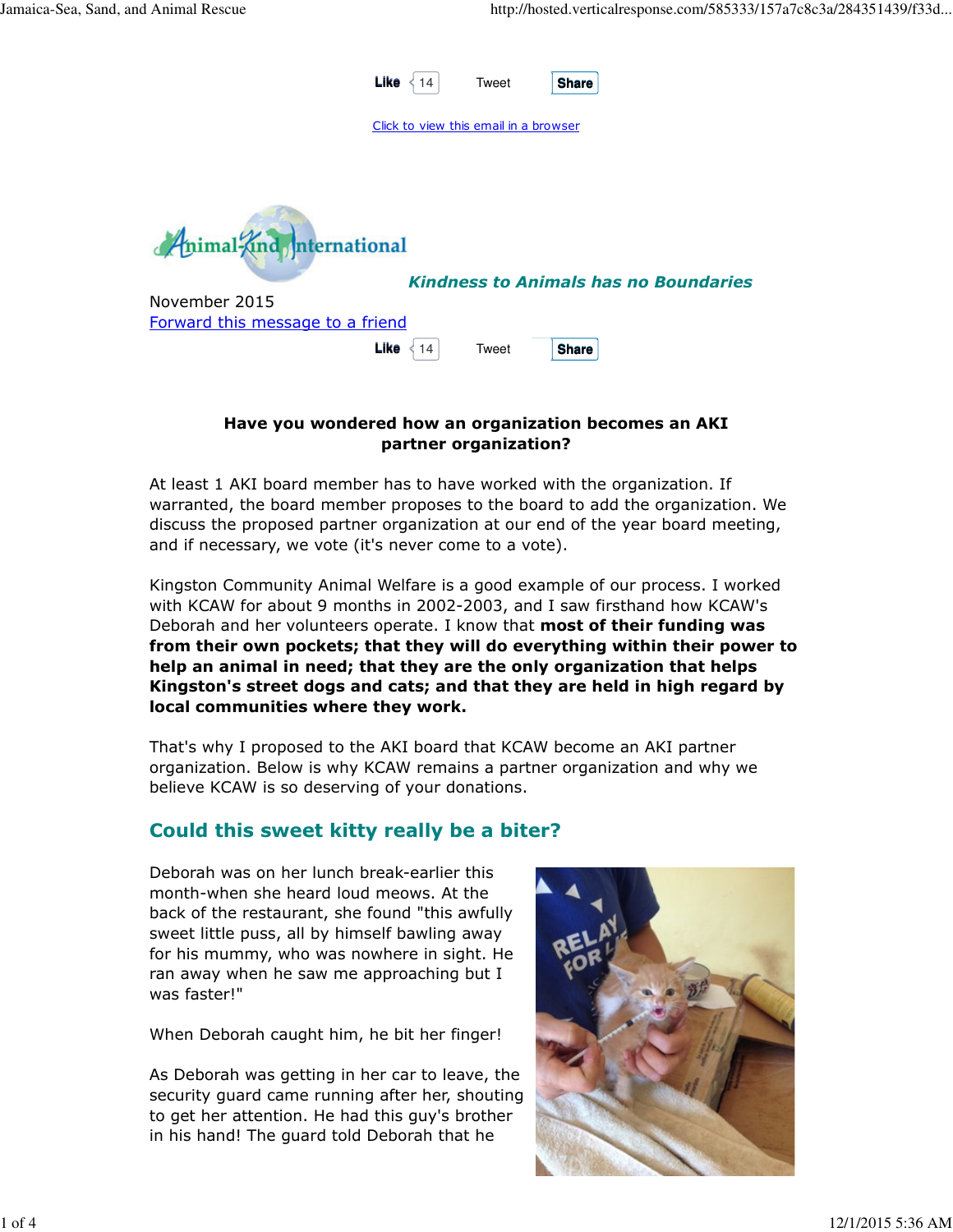Like 14 Tweet Share

Click to view this email in a browser

Animal-Kind International

***Kindness to Animals has no Boundaries***

November 2015

Forward this message to a friend

Like 14 Tweet Share

**Have you wondered how an organization becomes an AKI partner organization?**

At least 1 AKI board member has to have worked with the organization. If warranted, the board member proposes to the board to add the organization. We discuss the proposed partner organization at our end of the year board meeting, and if necessary, we vote (it's never come to a vote).

Kingston Community Animal Welfare is a good example of our process. I worked with KCAW for about 9 months in 2002-2003, and I saw firsthand how KCAW's Deborah and her volunteers operate. I know that **most of their funding was from their own pockets; that they will do everything within their power to help an animal in need; that they are the only organization that helps Kingston's street dogs and cats; and that they are held in high regard by local communities where they work.**

That's why I proposed to the AKI board that KCAW become an AKI partner organization. Below is why KCAW remains a partner organization and why we believe KCAW is so deserving of your donations.

## Could this sweet kitty really be a biter?

Deborah was on her lunch break-earlier this month-when she heard loud meows. At the back of the restaurant, she found "this awfully sweet little puss, all by himself bawling away for his mummy, who was nowhere in sight. He ran away when he saw me approaching but I was faster!"

When Deborah caught him, he bit her finger!

As Deborah was getting in her car to leave, the security guard came running after her, shouting to get her attention. He had this guy's brother in his hand! The guard told Deborah that he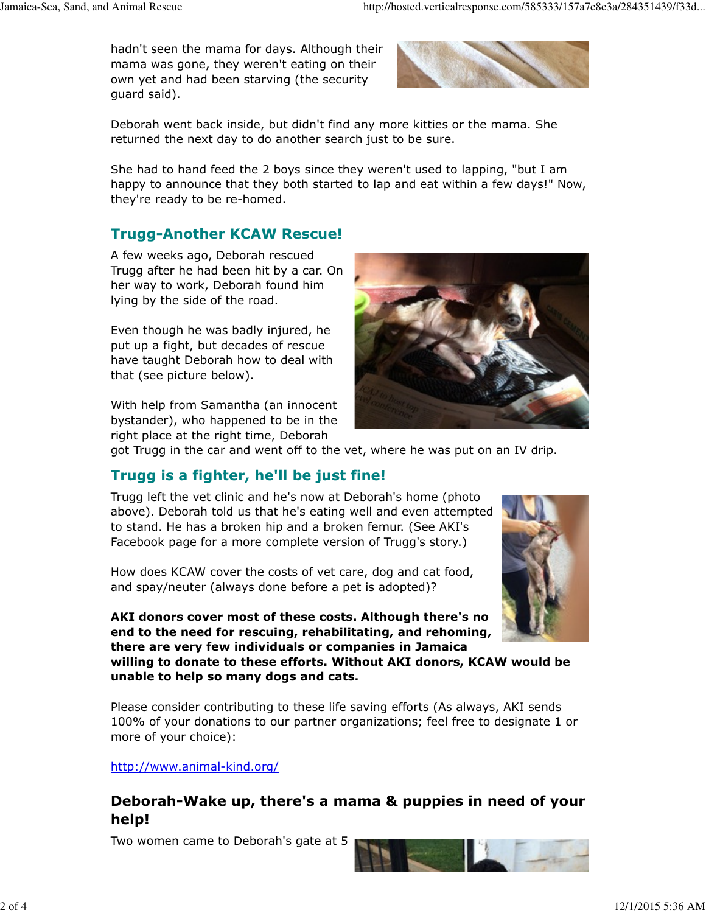hadn't seen the mama for days. Although their mama was gone, they weren't eating on their own yet and had been starving (the security guard said).

Deborah went back inside, but didn't find any more kitties or the mama. She returned the next day to do another search just to be sure.

She had to hand feed the 2 boys since they weren't used to lapping, "but I am happy to announce that they both started to lap and eat within a few days!" Now, they're ready to be re-homed.

## Trugg-Another KCAW Rescue!

A few weeks ago, Deborah rescued Trugg after he had been hit by a car. On her way to work, Deborah found him lying by the side of the road.

Even though he was badly injured, he put up a fight, but decades of rescue have taught Deborah how to deal with that (see picture below).

With help from Samantha (an innocent bystander), who happened to be in the right place at the right time, Deborah got Trugg in the car and went off to the vet, where he was put on an IV drip.

## Trugg is a fighter, he'll be just fine!

Trugg left the vet clinic and he's now at Deborah's home (photo above). Deborah told us that he's eating well and even attempted to stand. He has a broken hip and a broken femur. (See AKI's Facebook page for a more complete version of Trugg's story.)

How does KCAW cover the costs of vet care, dog and cat food, and spay/neuter (always done before a pet is adopted)?

**AKI donors cover most of these costs. Although there's no end to the need for rescuing, rehabilitating, and rehoming, there are very few individuals or companies in Jamaica willing to donate to these efforts. Without AKI donors, KCAW would be unable to help so many dogs and cats.**

Please consider contributing to these life saving efforts (As always, AKI sends 100% of your donations to our partner organizations; feel free to designate 1 or more of your choice):

http://www.animal-kind.org/

## Deborah-Wake up, there's a mama & puppies in need of your help!

Two women came to Deborah's gate at 5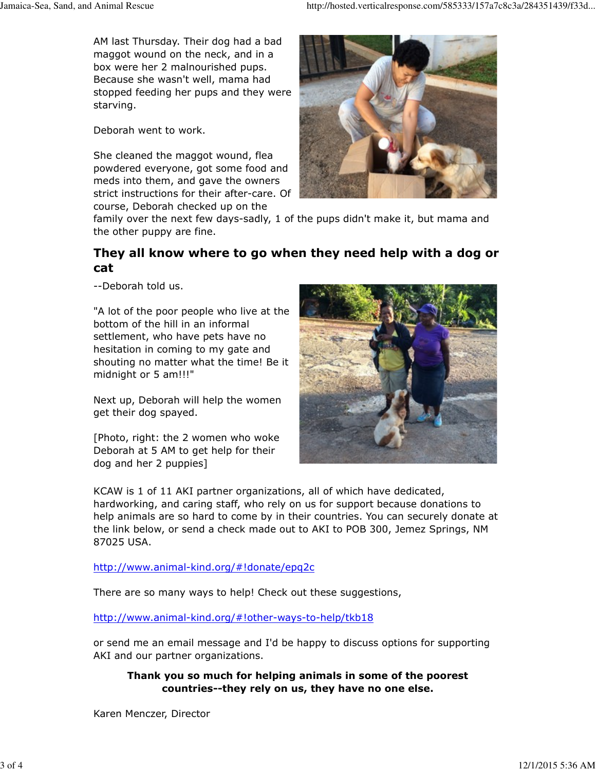AM last Thursday. Their dog had a bad maggot wound on the neck, and in a box were her 2 malnourished pups. Because she wasn't well, mama had stopped feeding her pups and they were starving.

Deborah went to work.

She cleaned the maggot wound, flea powdered everyone, got some food and meds into them, and gave the owners strict instructions for their after-care. Of course, Deborah checked up on the family over the next few days-sadly, 1 of the pups didn't make it, but mama and the other puppy are fine.

## They all know where to go when they need help with a dog or cat

--Deborah told us.

"A lot of the poor people who live at the bottom of the hill in an informal settlement, who have pets have no hesitation in coming to my gate and shouting no matter what the time! Be it midnight or 5 am!!!"

Next up, Deborah will help the women get their dog spayed.

[Photo, right: the 2 women who woke Deborah at 5 AM to get help for their dog and her 2 puppies]

KCAW is 1 of 11 AKI partner organizations, all of which have dedicated, hardworking, and caring staff, who rely on us for support because donations to help animals are so hard to come by in their countries. You can securely donate at the link below, or send a check made out to AKI to POB 300, Jemez Springs, NM 87025 USA.

http://www.animal-kind.org/#!donate/epq2c

There are so many ways to help! Check out these suggestions,

http://www.animal-kind.org/#!other-ways-to-help/tkb18

or send me an email message and I'd be happy to discuss options for supporting AKI and our partner organizations.

**Thank you so much for helping animals in some of the poorest countries--they rely on us, they have no one else.**

Karen Menczer, Director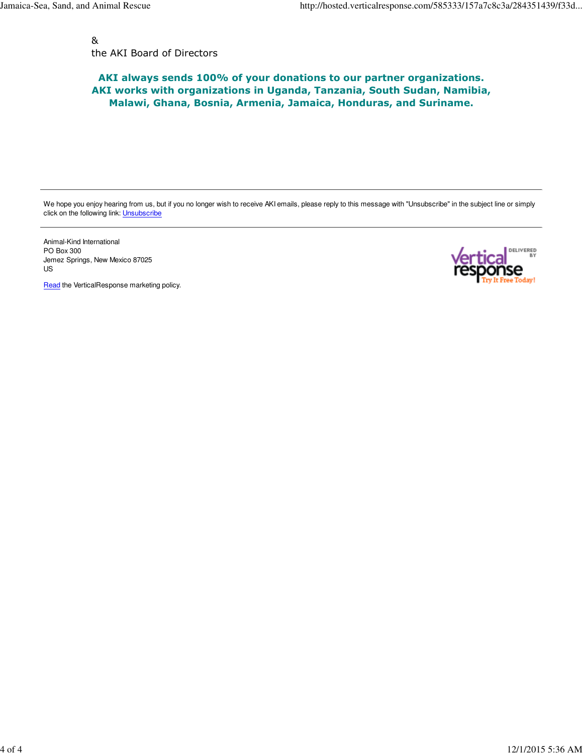&
the AKI Board of Directors

**AKI always sends 100% of your donations to our partner organizations.**
**AKI works with organizations in Uganda, Tanzania, South Sudan, Namibia, Malawi, Ghana, Bosnia, Armenia, Jamaica, Honduras, and Suriname.**

---

We hope you enjoy hearing from us, but if you no longer wish to receive AKI emails, please reply to this message with "Unsubscribe" in the subject line or simply click on the following link: Unsubscribe

---

Animal-Kind International
PO Box 300
Jemez Springs, New Mexico 87025
US

Read the VerticalResponse marketing policy.

DELIVERED BY Vertical response Try It Free Today!